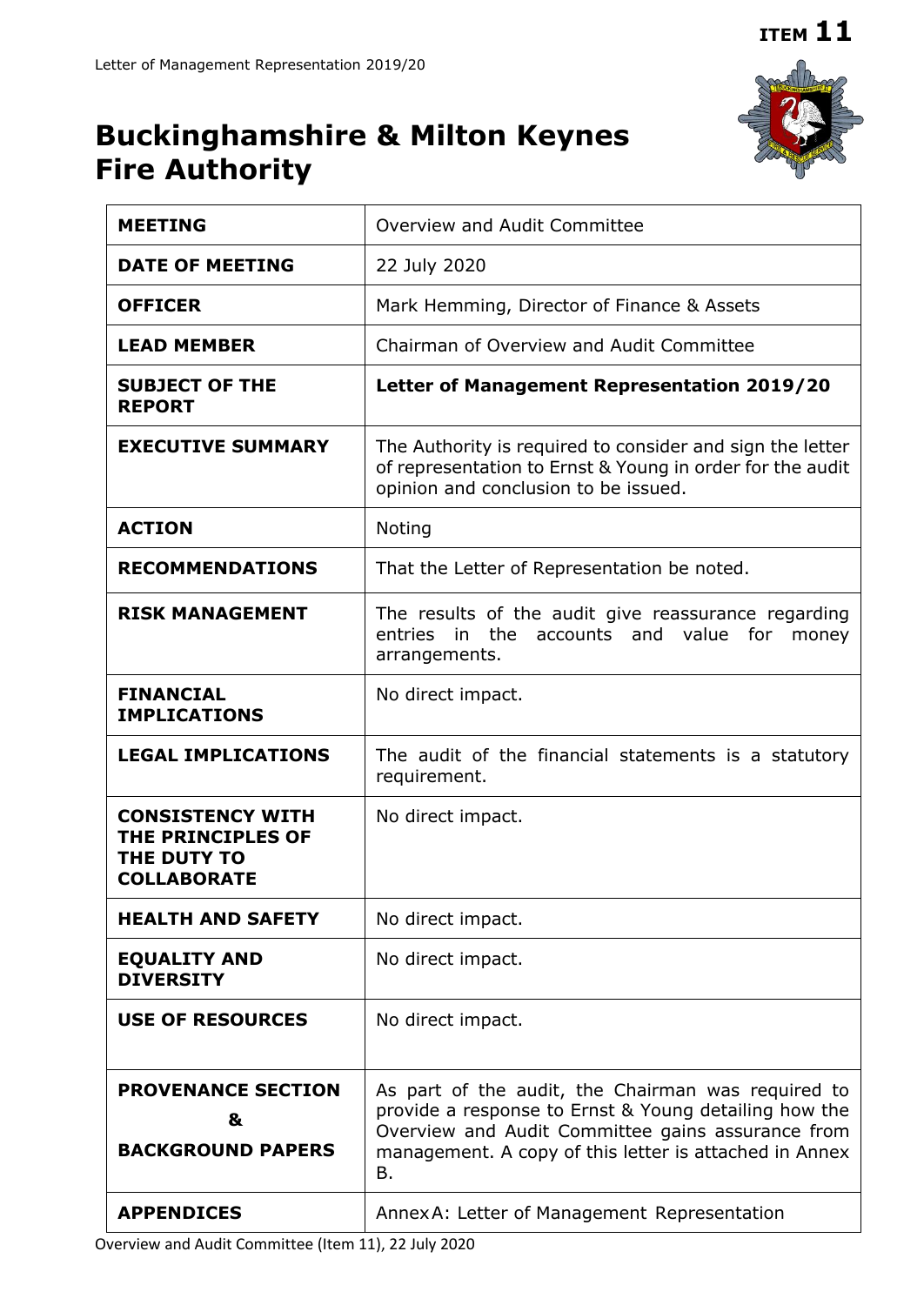ITEM 11

# Buckinghamshire & Milton Keynes Fire Authority

| | |
|---|---|
| **MEETING** | Overview and Audit Committee |
| **DATE OF MEETING** | 22 July 2020 |
| **OFFICER** | Mark Hemming, Director of Finance & Assets |
| **LEAD MEMBER** | Chairman of Overview and Audit Committee |
| **SUBJECT OF THE REPORT** | **Letter of Management Representation 2019/20** |
| **EXECUTIVE SUMMARY** | The Authority is required to consider and sign the letter of representation to Ernst & Young in order for the audit opinion and conclusion to be issued. |
| **ACTION** | Noting |
| **RECOMMENDATIONS** | That the Letter of Representation be noted. |
| **RISK MANAGEMENT** | The results of the audit give reassurance regarding entries in the accounts and value for money arrangements. |
| **FINANCIAL IMPLICATIONS** | No direct impact. |
| **LEGAL IMPLICATIONS** | The audit of the financial statements is a statutory requirement. |
| **CONSISTENCY WITH THE PRINCIPLES OF THE DUTY TO COLLABORATE** | No direct impact. |
| **HEALTH AND SAFETY** | No direct impact. |
| **EQUALITY AND DIVERSITY** | No direct impact. |
| **USE OF RESOURCES** | No direct impact. |
| **PROVENANCE SECTION & BACKGROUND PAPERS** | As part of the audit, the Chairman was required to provide a response to Ernst & Young detailing how the Overview and Audit Committee gains assurance from management. A copy of this letter is attached in Annex B. |
| **APPENDICES** | Annex A: Letter of Management Representation |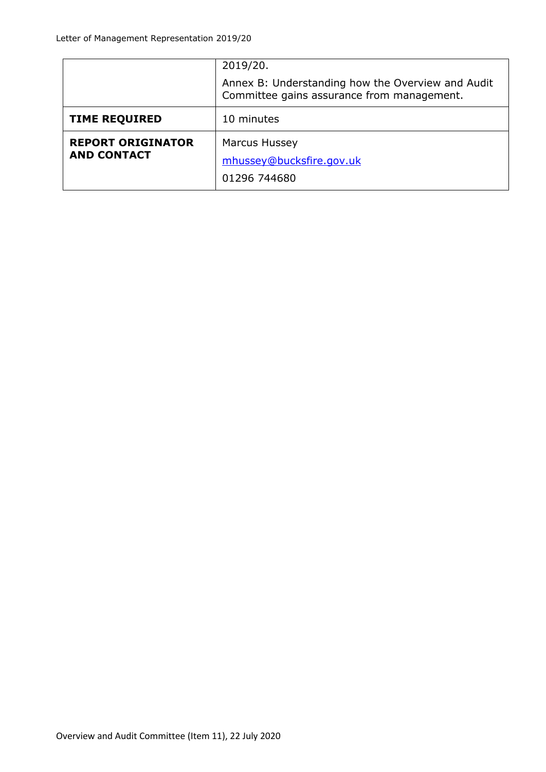| | |
|---|---|
| | 2019/20.<br>Annex B: Understanding how the Overview and Audit Committee gains assurance from management. |
| **TIME REQUIRED** | 10 minutes |
| **REPORT ORIGINATOR AND CONTACT** | Marcus Hussey<br>mhussey@bucksfire.gov.uk<br>01296 744680 |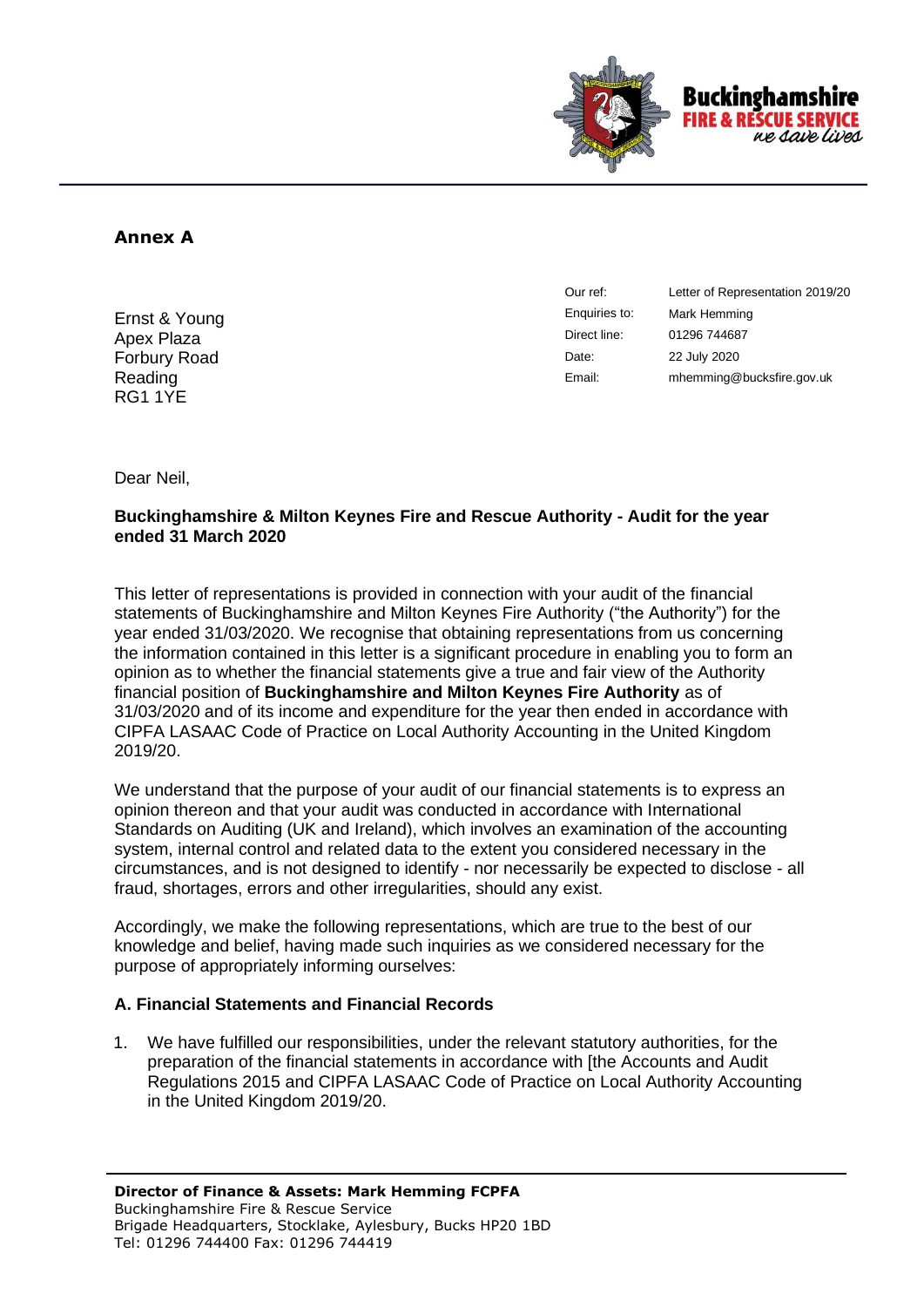**Annex A**

Ernst & Young
Apex Plaza
Forbury Road
Reading
RG1 1YE

| | |
|---|---|
| Our ref: | Letter of Representation 2019/20 |
| Enquiries to: | Mark Hemming |
| Direct line: | 01296 744687 |
| Date: | 22 July 2020 |
| Email: | mhemming@bucksfire.gov.uk |

Dear Neil,

**Buckinghamshire & Milton Keynes Fire and Rescue Authority - Audit for the year ended 31 March 2020**

This letter of representations is provided in connection with your audit of the financial statements of Buckinghamshire and Milton Keynes Fire Authority ("the Authority") for the year ended 31/03/2020. We recognise that obtaining representations from us concerning the information contained in this letter is a significant procedure in enabling you to form an opinion as to whether the financial statements give a true and fair view of the Authority financial position of **Buckinghamshire and Milton Keynes Fire Authority** as of 31/03/2020 and of its income and expenditure for the year then ended in accordance with CIPFA LASAAC Code of Practice on Local Authority Accounting in the United Kingdom 2019/20.

We understand that the purpose of your audit of our financial statements is to express an opinion thereon and that your audit was conducted in accordance with International Standards on Auditing (UK and Ireland), which involves an examination of the accounting system, internal control and related data to the extent you considered necessary in the circumstances, and is not designed to identify - nor necessarily be expected to disclose - all fraud, shortages, errors and other irregularities, should any exist.

Accordingly, we make the following representations, which are true to the best of our knowledge and belief, having made such inquiries as we considered necessary for the purpose of appropriately informing ourselves:

**A. Financial Statements and Financial Records**

1. We have fulfilled our responsibilities, under the relevant statutory authorities, for the preparation of the financial statements in accordance with [the Accounts and Audit Regulations 2015 and CIPFA LASAAC Code of Practice on Local Authority Accounting in the United Kingdom 2019/20.

**Director of Finance & Assets: Mark Hemming FCPFA**
Buckinghamshire Fire & Rescue Service
Brigade Headquarters, Stocklake, Aylesbury, Bucks HP20 1BD
Tel: 01296 744400 Fax: 01296 744419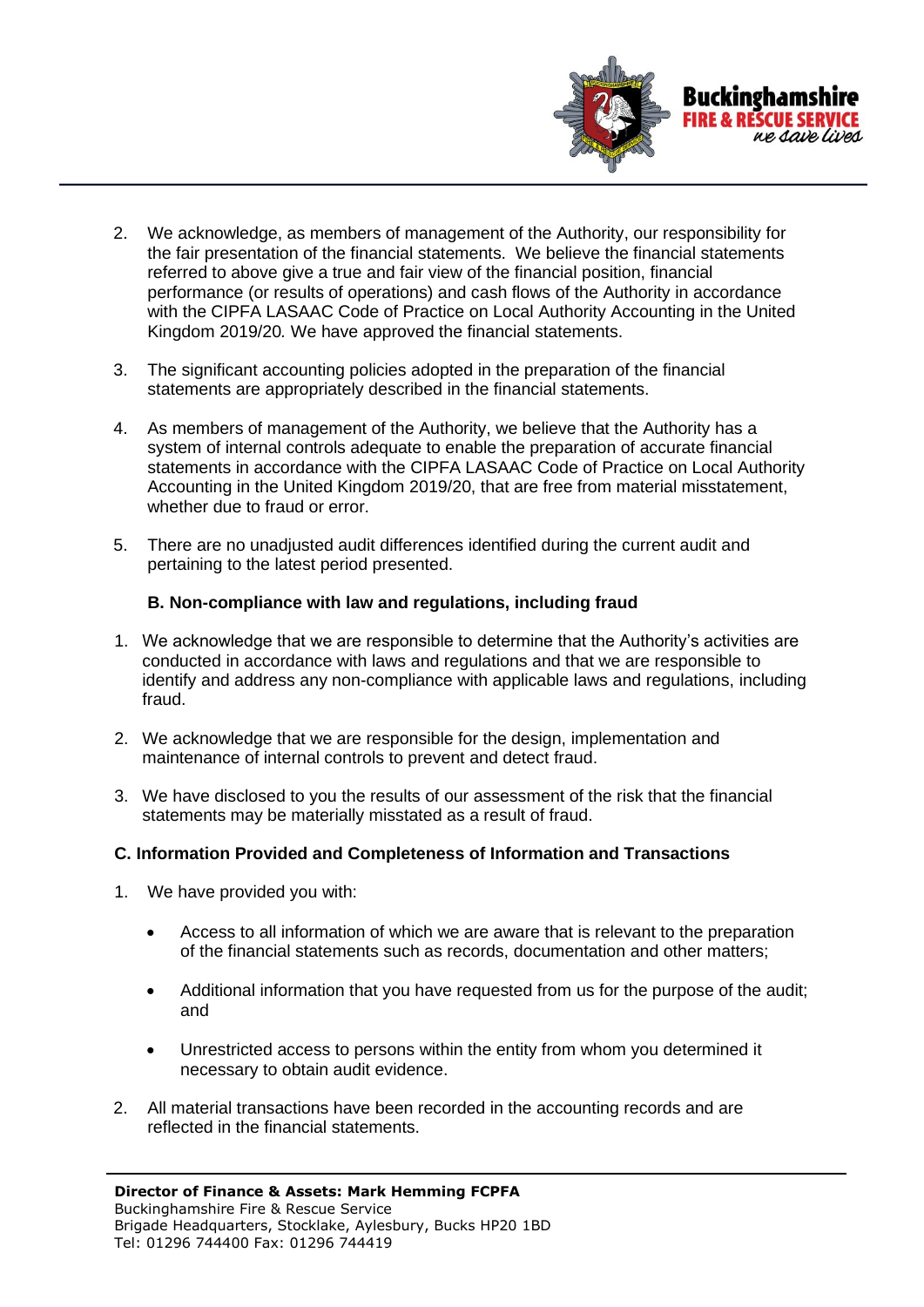2. We acknowledge, as members of management of the Authority, our responsibility for the fair presentation of the financial statements. We believe the financial statements referred to above give a true and fair view of the financial position, financial performance (or results of operations) and cash flows of the Authority in accordance with the CIPFA LASAAC Code of Practice on Local Authority Accounting in the United Kingdom 2019/20*.* We have approved the financial statements.

3. The significant accounting policies adopted in the preparation of the financial statements are appropriately described in the financial statements.

4. As members of management of the Authority, we believe that the Authority has a system of internal controls adequate to enable the preparation of accurate financial statements in accordance with the CIPFA LASAAC Code of Practice on Local Authority Accounting in the United Kingdom 2019/20, that are free from material misstatement, whether due to fraud or error.

5. There are no unadjusted audit differences identified during the current audit and pertaining to the latest period presented.

**B. Non-compliance with law and regulations, including fraud**

1. We acknowledge that we are responsible to determine that the Authority's activities are conducted in accordance with laws and regulations and that we are responsible to identify and address any non-compliance with applicable laws and regulations, including fraud.

2. We acknowledge that we are responsible for the design, implementation and maintenance of internal controls to prevent and detect fraud.

3. We have disclosed to you the results of our assessment of the risk that the financial statements may be materially misstated as a result of fraud.

**C. Information Provided and Completeness of Information and Transactions**

1. We have provided you with:

   - Access to all information of which we are aware that is relevant to the preparation of the financial statements such as records, documentation and other matters;

   - Additional information that you have requested from us for the purpose of the audit; and

   - Unrestricted access to persons within the entity from whom you determined it necessary to obtain audit evidence.

2. All material transactions have been recorded in the accounting records and are reflected in the financial statements.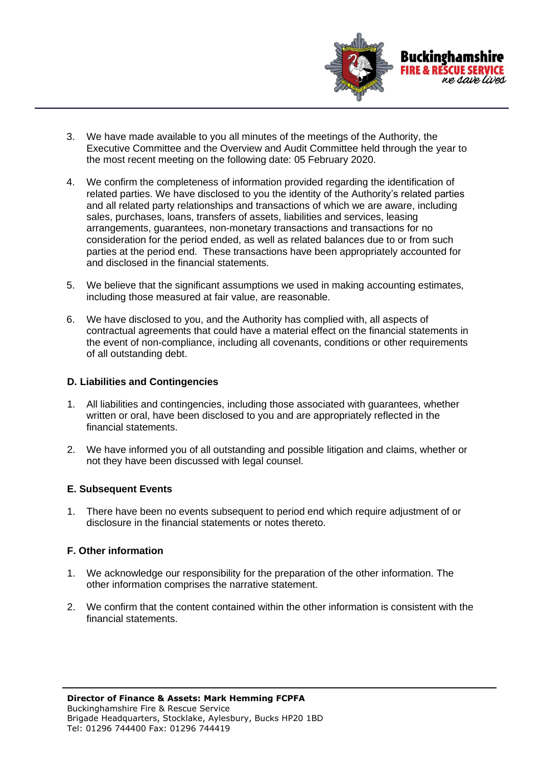3. We have made available to you all minutes of the meetings of the Authority, the Executive Committee and the Overview and Audit Committee held through the year to the most recent meeting on the following date: 05 February 2020.

4. We confirm the completeness of information provided regarding the identification of related parties. We have disclosed to you the identity of the Authority's related parties and all related party relationships and transactions of which we are aware, including sales, purchases, loans, transfers of assets, liabilities and services, leasing arrangements, guarantees, non-monetary transactions and transactions for no consideration for the period ended, as well as related balances due to or from such parties at the period end. These transactions have been appropriately accounted for and disclosed in the financial statements.

5. We believe that the significant assumptions we used in making accounting estimates, including those measured at fair value, are reasonable.

6. We have disclosed to you, and the Authority has complied with, all aspects of contractual agreements that could have a material effect on the financial statements in the event of non-compliance, including all covenants, conditions or other requirements of all outstanding debt.

**D. Liabilities and Contingencies**

1. All liabilities and contingencies, including those associated with guarantees, whether written or oral, have been disclosed to you and are appropriately reflected in the financial statements.

2. We have informed you of all outstanding and possible litigation and claims, whether or not they have been discussed with legal counsel.

**E. Subsequent Events**

1. There have been no events subsequent to period end which require adjustment of or disclosure in the financial statements or notes thereto.

**F. Other information**

1. We acknowledge our responsibility for the preparation of the other information. The other information comprises the narrative statement.

2. We confirm that the content contained within the other information is consistent with the financial statements.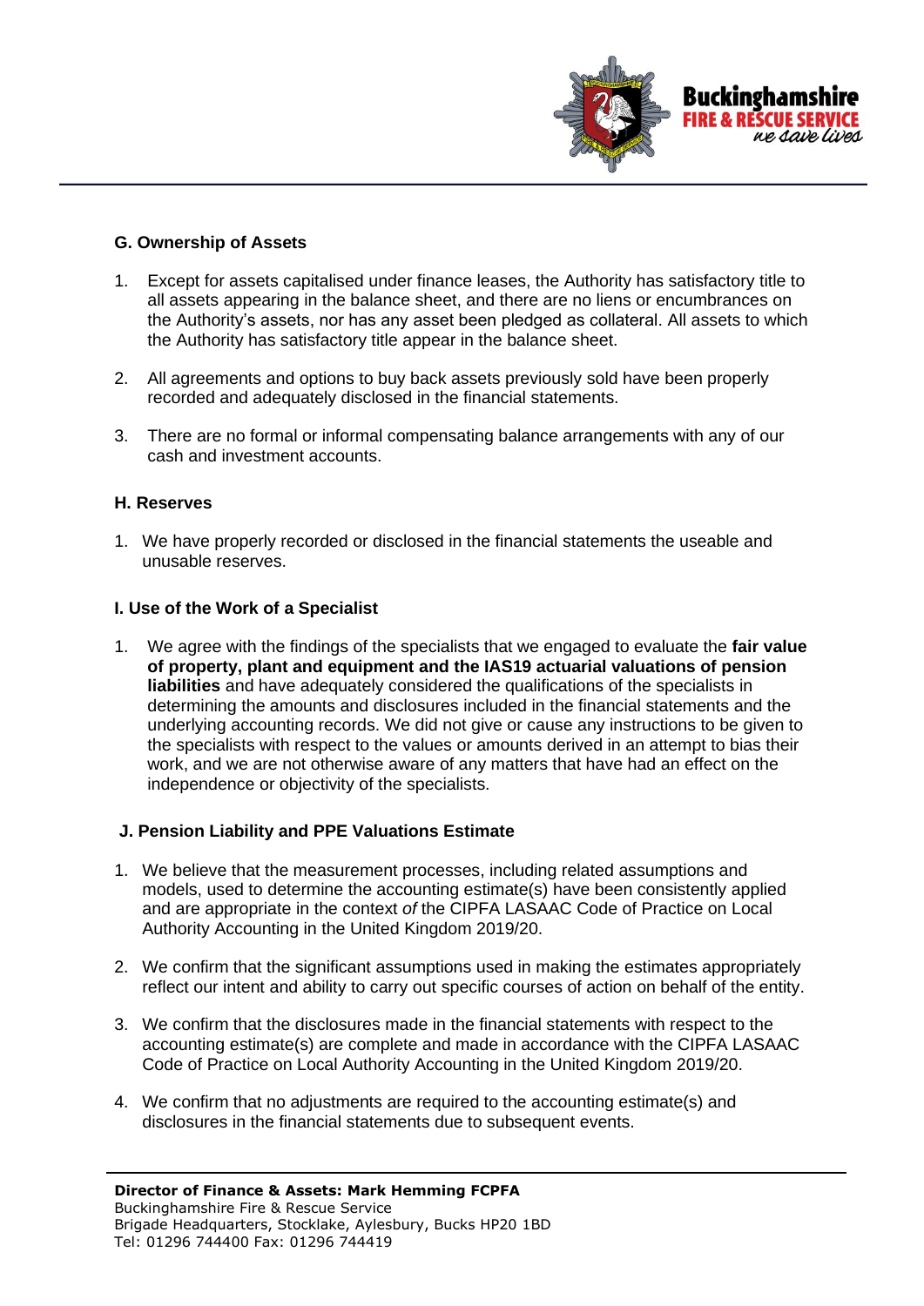**G. Ownership of Assets**

1. Except for assets capitalised under finance leases, the Authority has satisfactory title to all assets appearing in the balance sheet, and there are no liens or encumbrances on the Authority's assets, nor has any asset been pledged as collateral. All assets to which the Authority has satisfactory title appear in the balance sheet.

2. All agreements and options to buy back assets previously sold have been properly recorded and adequately disclosed in the financial statements.

3. There are no formal or informal compensating balance arrangements with any of our cash and investment accounts.

**H. Reserves**

1. We have properly recorded or disclosed in the financial statements the useable and unusable reserves.

**I. Use of the Work of a Specialist**

1. We agree with the findings of the specialists that we engaged to evaluate the **fair value of property, plant and equipment and the IAS19 actuarial valuations of pension liabilities** and have adequately considered the qualifications of the specialists in determining the amounts and disclosures included in the financial statements and the underlying accounting records. We did not give or cause any instructions to be given to the specialists with respect to the values or amounts derived in an attempt to bias their work, and we are not otherwise aware of any matters that have had an effect on the independence or objectivity of the specialists.

**J. Pension Liability and PPE Valuations Estimate**

1. We believe that the measurement processes, including related assumptions and models, used to determine the accounting estimate(s) have been consistently applied and are appropriate in the context *of* the CIPFA LASAAC Code of Practice on Local Authority Accounting in the United Kingdom 2019/20.

2. We confirm that the significant assumptions used in making the estimates appropriately reflect our intent and ability to carry out specific courses of action on behalf of the entity.

3. We confirm that the disclosures made in the financial statements with respect to the accounting estimate(s) are complete and made in accordance with the CIPFA LASAAC Code of Practice on Local Authority Accounting in the United Kingdom 2019/20.

4. We confirm that no adjustments are required to the accounting estimate(s) and disclosures in the financial statements due to subsequent events.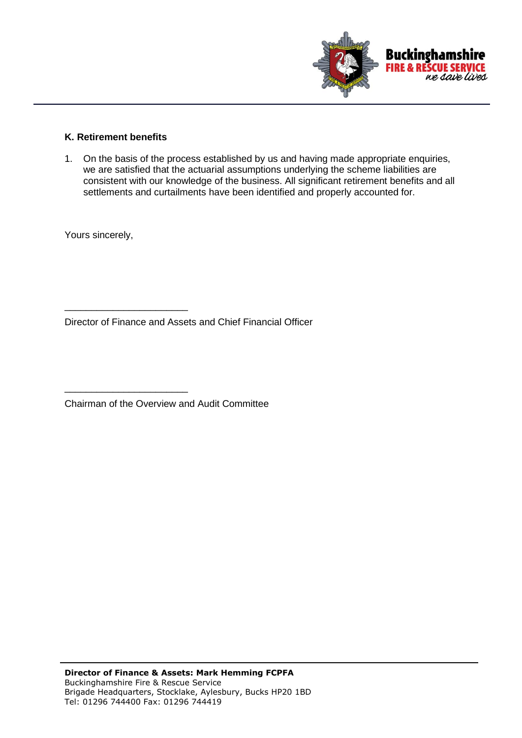**K. Retirement benefits**

1. On the basis of the process established by us and having made appropriate enquiries, we are satisfied that the actuarial assumptions underlying the scheme liabilities are consistent with our knowledge of the business. All significant retirement benefits and all settlements and curtailments have been identified and properly accounted for.

Yours sincerely,

_______________________

Director of Finance and Assets and Chief Financial Officer

_______________________

Chairman of the Overview and Audit Committee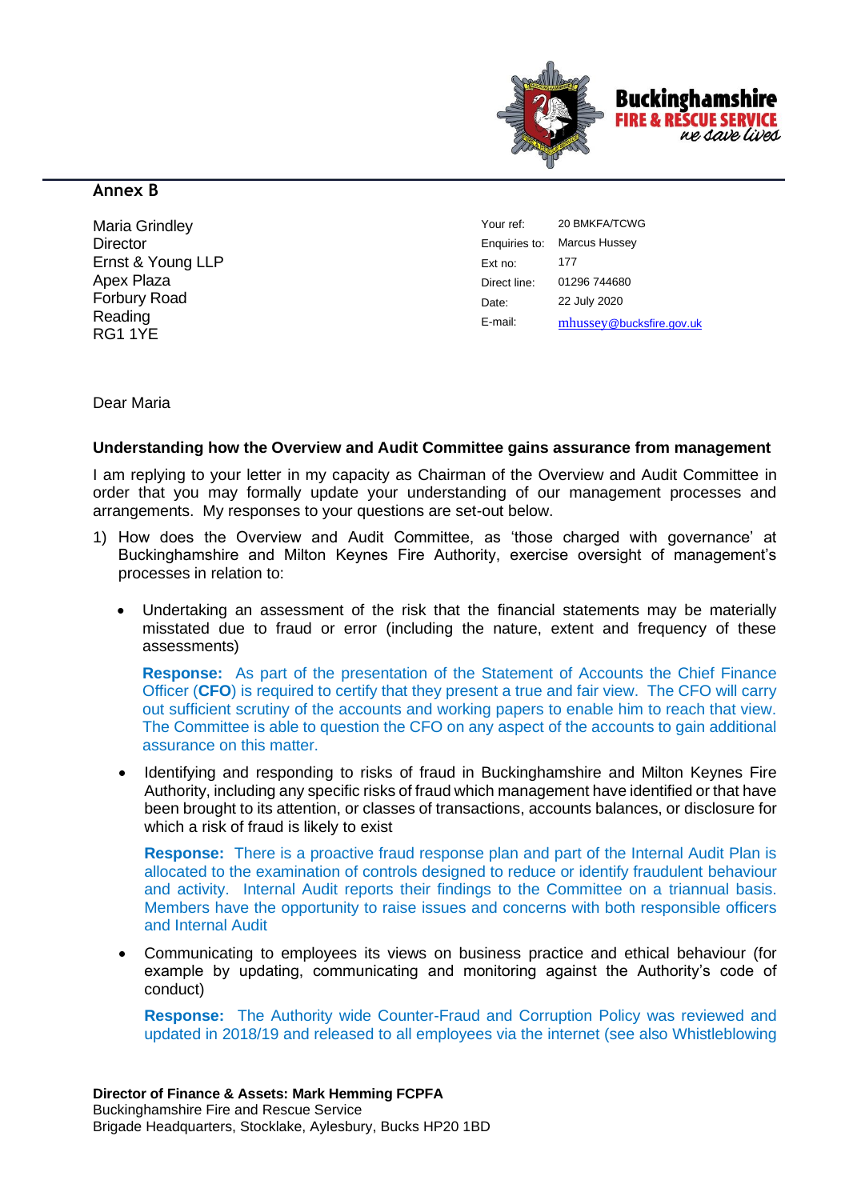Buckinghamshire FIRE & RESCUE SERVICE *we save lives*

**Annex B**

Maria Grindley
Director
Ernst & Young LLP
Apex Plaza
Forbury Road
Reading
RG1 1YE

| | |
|---|---|
| Your ref: | 20 BMKFA/TCWG |
| Enquiries to: | Marcus Hussey |
| Ext no: | 177 |
| Direct line: | 01296 744680 |
| Date: | 22 July 2020 |
| E-mail: | mhussey@bucksfire.gov.uk |

Dear Maria

**Understanding how the Overview and Audit Committee gains assurance from management**

I am replying to your letter in my capacity as Chairman of the Overview and Audit Committee in order that you may formally update your understanding of our management processes and arrangements. My responses to your questions are set-out below.

1) How does the Overview and Audit Committee, as 'those charged with governance' at Buckinghamshire and Milton Keynes Fire Authority, exercise oversight of management's processes in relation to:

- Undertaking an assessment of the risk that the financial statements may be materially misstated due to fraud or error (including the nature, extent and frequency of these assessments)

  **Response:** As part of the presentation of the Statement of Accounts the Chief Finance Officer (**CFO**) is required to certify that they present a true and fair view. The CFO will carry out sufficient scrutiny of the accounts and working papers to enable him to reach that view. The Committee is able to question the CFO on any aspect of the accounts to gain additional assurance on this matter.

- Identifying and responding to risks of fraud in Buckinghamshire and Milton Keynes Fire Authority, including any specific risks of fraud which management have identified or that have been brought to its attention, or classes of transactions, accounts balances, or disclosure for which a risk of fraud is likely to exist

  **Response:** There is a proactive fraud response plan and part of the Internal Audit Plan is allocated to the examination of controls designed to reduce or identify fraudulent behaviour and activity. Internal Audit reports their findings to the Committee on a triannual basis. Members have the opportunity to raise issues and concerns with both responsible officers and Internal Audit

- Communicating to employees its views on business practice and ethical behaviour (for example by updating, communicating and monitoring against the Authority's code of conduct)

  **Response:** The Authority wide Counter-Fraud and Corruption Policy was reviewed and updated in 2018/19 and released to all employees via the internet (see also Whistleblowing

**Director of Finance & Assets: Mark Hemming FCPFA**
Buckinghamshire Fire and Rescue Service
Brigade Headquarters, Stocklake, Aylesbury, Bucks HP20 1BD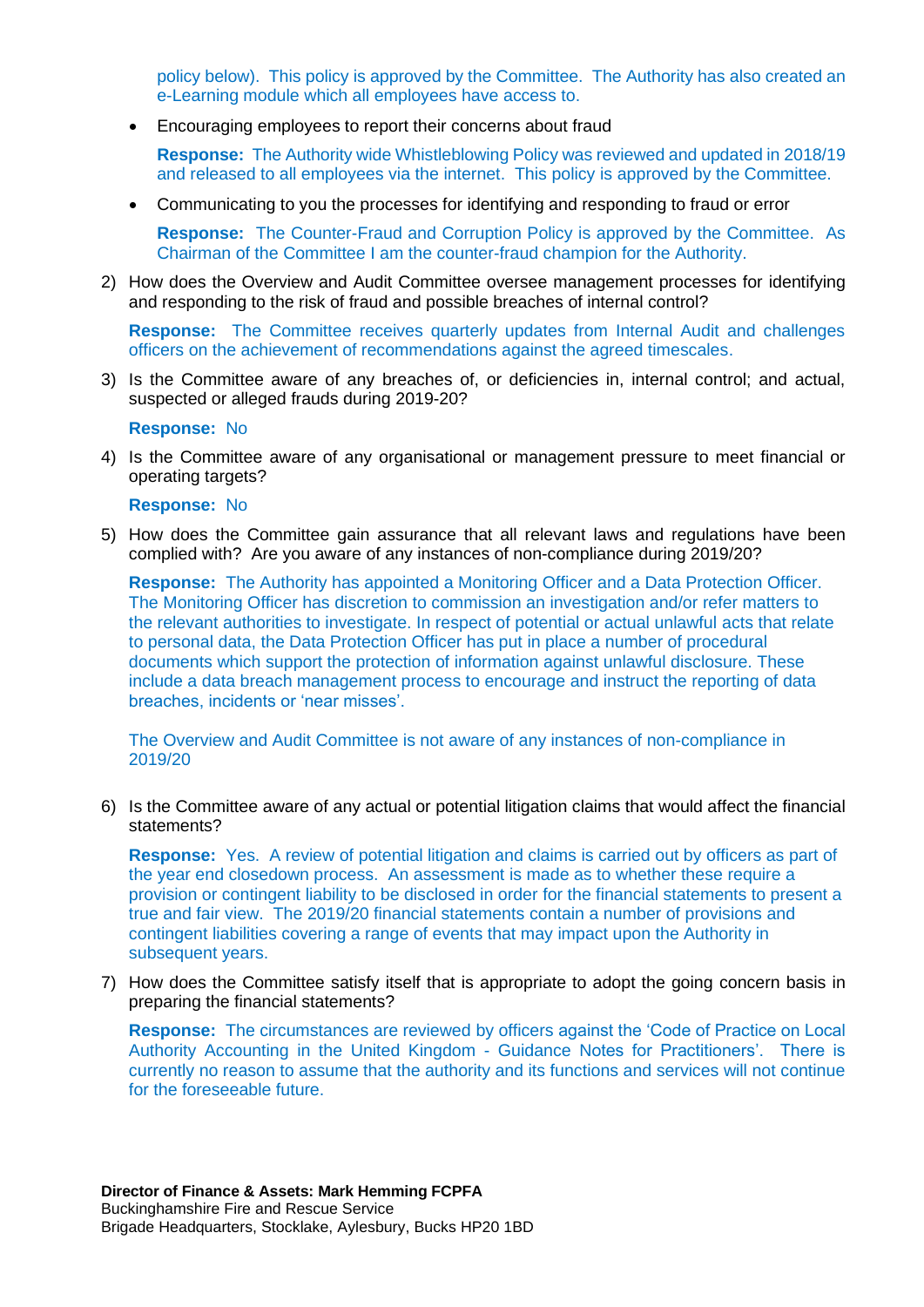policy below). This policy is approved by the Committee. The Authority has also created an e-Learning module which all employees have access to.

- Encouraging employees to report their concerns about fraud

  **Response:** The Authority wide Whistleblowing Policy was reviewed and updated in 2018/19 and released to all employees via the internet. This policy is approved by the Committee.

- Communicating to you the processes for identifying and responding to fraud or error

  **Response:** The Counter-Fraud and Corruption Policy is approved by the Committee. As Chairman of the Committee I am the counter-fraud champion for the Authority.

2) How does the Overview and Audit Committee oversee management processes for identifying and responding to the risk of fraud and possible breaches of internal control?

   **Response:** The Committee receives quarterly updates from Internal Audit and challenges officers on the achievement of recommendations against the agreed timescales.

3) Is the Committee aware of any breaches of, or deficiencies in, internal control; and actual, suspected or alleged frauds during 2019-20?

   **Response:** No

4) Is the Committee aware of any organisational or management pressure to meet financial or operating targets?

   **Response:** No

5) How does the Committee gain assurance that all relevant laws and regulations have been complied with? Are you aware of any instances of non-compliance during 2019/20?

   **Response:** The Authority has appointed a Monitoring Officer and a Data Protection Officer. The Monitoring Officer has discretion to commission an investigation and/or refer matters to the relevant authorities to investigate. In respect of potential or actual unlawful acts that relate to personal data, the Data Protection Officer has put in place a number of procedural documents which support the protection of information against unlawful disclosure. These include a data breach management process to encourage and instruct the reporting of data breaches, incidents or 'near misses'.

   The Overview and Audit Committee is not aware of any instances of non-compliance in 2019/20

6) Is the Committee aware of any actual or potential litigation claims that would affect the financial statements?

   **Response:** Yes. A review of potential litigation and claims is carried out by officers as part of the year end closedown process. An assessment is made as to whether these require a provision or contingent liability to be disclosed in order for the financial statements to present a true and fair view. The 2019/20 financial statements contain a number of provisions and contingent liabilities covering a range of events that may impact upon the Authority in subsequent years.

7) How does the Committee satisfy itself that is appropriate to adopt the going concern basis in preparing the financial statements?

   **Response:** The circumstances are reviewed by officers against the 'Code of Practice on Local Authority Accounting in the United Kingdom - Guidance Notes for Practitioners'. There is currently no reason to assume that the authority and its functions and services will not continue for the foreseeable future.

**Director of Finance & Assets: Mark Hemming FCPFA**
Buckinghamshire Fire and Rescue Service
Brigade Headquarters, Stocklake, Aylesbury, Bucks HP20 1BD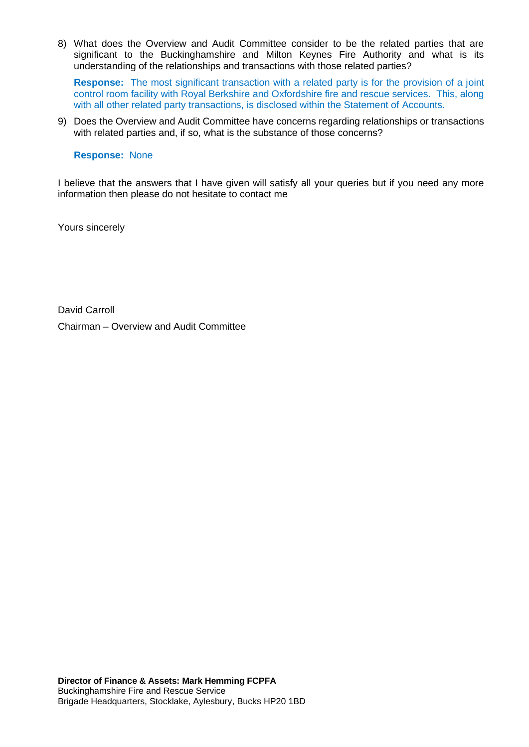8) What does the Overview and Audit Committee consider to be the related parties that are significant to the Buckinghamshire and Milton Keynes Fire Authority and what is its understanding of the relationships and transactions with those related parties?

   **Response:** The most significant transaction with a related party is for the provision of a joint control room facility with Royal Berkshire and Oxfordshire fire and rescue services. This, along with all other related party transactions, is disclosed within the Statement of Accounts.

9) Does the Overview and Audit Committee have concerns regarding relationships or transactions with related parties and, if so, what is the substance of those concerns?

   **Response:** None

I believe that the answers that I have given will satisfy all your queries but if you need any more information then please do not hesitate to contact me

Yours sincerely

David Carroll

Chairman – Overview and Audit Committee

**Director of Finance & Assets: Mark Hemming FCPFA**
Buckinghamshire Fire and Rescue Service
Brigade Headquarters, Stocklake, Aylesbury, Bucks HP20 1BD